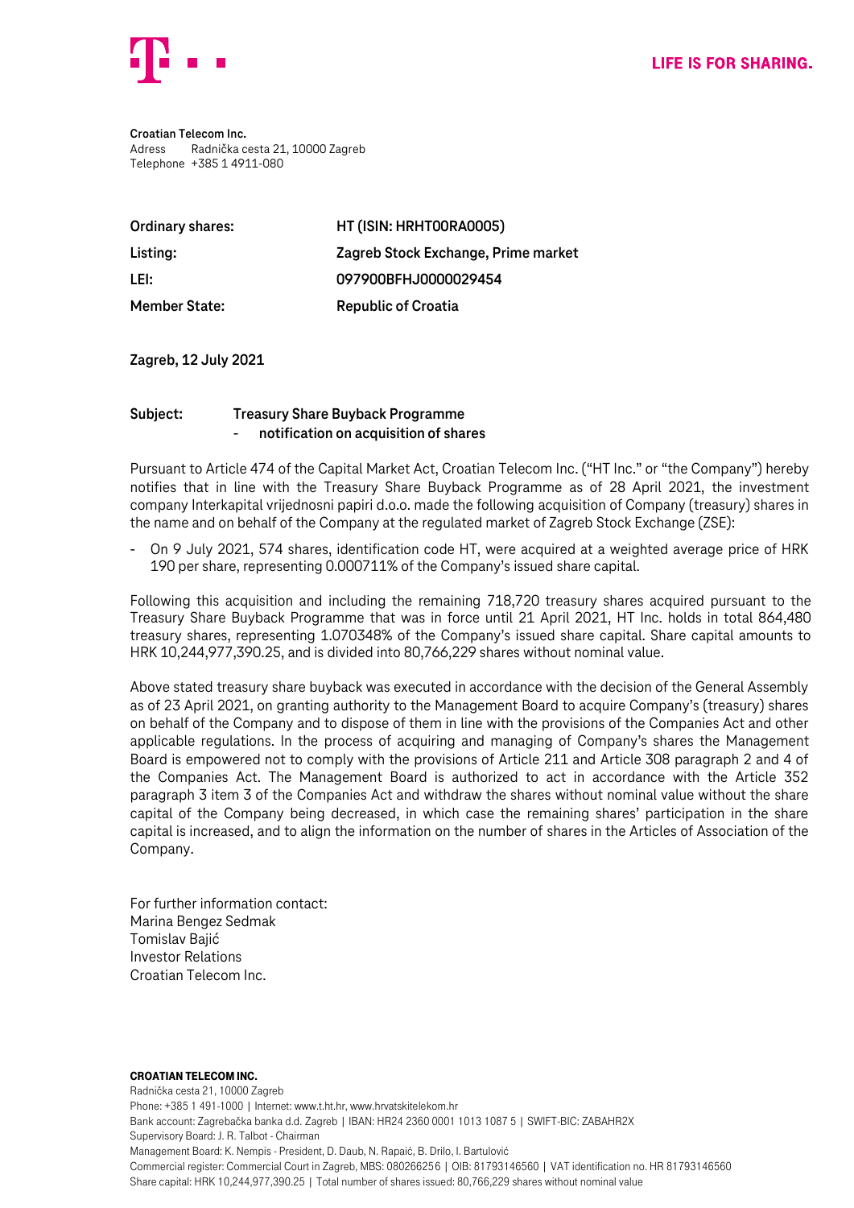**Croatian Telecom Inc.**
Adress Radnička cesta 21, 10000 Zagreb
Telephone +385 1 4911-080

| | |
|---|---|
| **Ordinary shares:** | **HT (ISIN: HRHT00RA0005)** |
| **Listing:** | **Zagreb Stock Exchange, Prime market** |
| **LEI:** | **097900BFHJ0000029454** |
| **Member State:** | **Republic of Croatia** |

**Zagreb, 12 July 2021**

**Subject: Treasury Share Buyback Programme**
**- notification on acquisition of shares**

Pursuant to Article 474 of the Capital Market Act, Croatian Telecom Inc. ("HT Inc." or "the Company") hereby notifies that in line with the Treasury Share Buyback Programme as of 28 April 2021, the investment company Interkapital vrijednosni papiri d.o.o. made the following acquisition of Company (treasury) shares in the name and on behalf of the Company at the regulated market of Zagreb Stock Exchange (ZSE):

- On 9 July 2021, 574 shares, identification code HT, were acquired at a weighted average price of HRK 190 per share, representing 0.000711% of the Company's issued share capital.

Following this acquisition and including the remaining 718,720 treasury shares acquired pursuant to the Treasury Share Buyback Programme that was in force until 21 April 2021, HT Inc. holds in total 864,480 treasury shares, representing 1.070348% of the Company's issued share capital. Share capital amounts to HRK 10,244,977,390.25, and is divided into 80,766,229 shares without nominal value.

Above stated treasury share buyback was executed in accordance with the decision of the General Assembly as of 23 April 2021, on granting authority to the Management Board to acquire Company's (treasury) shares on behalf of the Company and to dispose of them in line with the provisions of the Companies Act and other applicable regulations. In the process of acquiring and managing of Company's shares the Management Board is empowered not to comply with the provisions of Article 211 and Article 308 paragraph 2 and 4 of the Companies Act. The Management Board is authorized to act in accordance with the Article 352 paragraph 3 item 3 of the Companies Act and withdraw the shares without nominal value without the share capital of the Company being decreased, in which case the remaining shares' participation in the share capital is increased, and to align the information on the number of shares in the Articles of Association of the Company.

For further information contact:
Marina Bengez Sedmak
Tomislav Bajić
Investor Relations
Croatian Telecom Inc.

**CROATIAN TELECOM INC.**
Radnička cesta 21, 10000 Zagreb
Phone: +385 1 491-1000 | Internet: www.t.ht.hr, www.hrvatskitelekom.hr
Bank account: Zagrebačka banka d.d. Zagreb | IBAN: HR24 2360 0001 1013 1087 5 | SWIFT-BIC: ZABAHR2X
Supervisory Board: J. R. Talbot - Chairman
Management Board: K. Nempis - President, D. Daub, N. Rapaić, B. Drilo, I. Bartulović
Commercial register: Commercial Court in Zagreb, MBS: 080266256 | OIB: 81793146560 | VAT identification no. HR 81793146560
Share capital: HRK 10,244,977,390.25 | Total number of shares issued: 80,766,229 shares without nominal value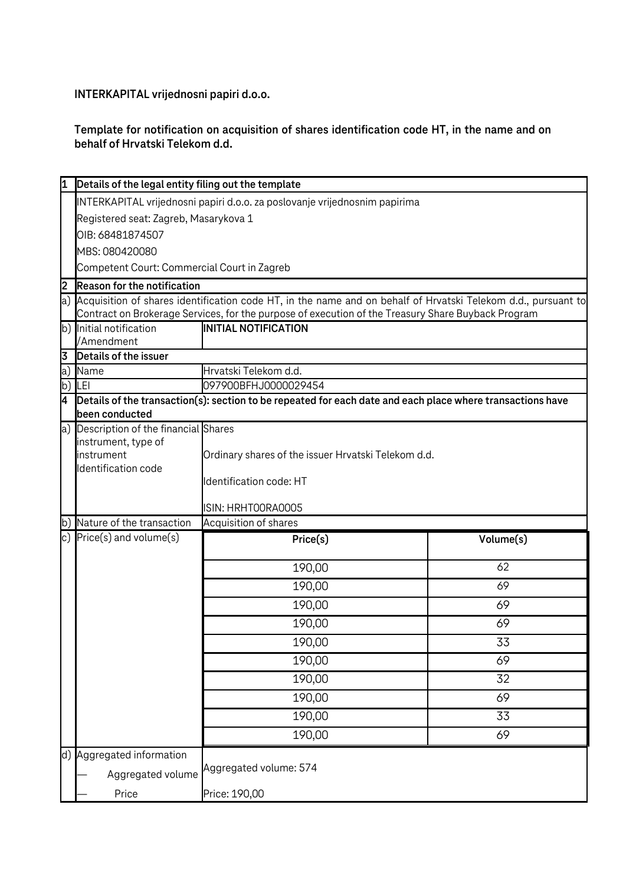**INTERKAPITAL vrijednosni papiri d.o.o.**

**Template for notification on acquisition of shares identification code HT, in the name and on behalf of Hrvatski Telekom d.d.**

| | | | |
|---|---|---|---|
| **1** | **Details of the legal entity filing out the template** | | |
| | INTERKAPITAL vrijednosni papiri d.o.o. za poslovanje vrijednosnim papirima<br>Registered seat: Zagreb, Masarykova 1<br>OIB: 68481874507<br>MBS: 080420080<br>Competent Court: Commercial Court in Zagreb | | |
| **2** | **Reason for the notification** | | |
| a) | Acquisition of shares identification code HT, in the name and on behalf of Hrvatski Telekom d.d., pursuant to Contract on Brokerage Services, for the purpose of execution of the Treasury Share Buyback Program | | |
| b) | Initial notification /Amendment | **INITIAL NOTIFICATION** | |
| **3** | **Details of the issuer** | | |
| a) | Name | Hrvatski Telekom d.d. | |
| b) | LEI | 097900BFHJ0000029454 | |
| **4** | **Details of the transaction(s): section to be repeated for each date and each place where transactions have been conducted** | | |
| a) | Description of the financial instrument, type of instrument Identification code | Shares<br>Ordinary shares of the issuer Hrvatski Telekom d.d.<br>Identification code: HT<br>ISIN: HRHT00RA0005 | |
| b) | Nature of the transaction | Acquisition of shares | |
| c) | Price(s) and volume(s) | **Price(s)** | **Volume(s)** |
| | | 190,00 | 62 |
| | | 190,00 | 69 |
| | | 190,00 | 69 |
| | | 190,00 | 69 |
| | | 190,00 | 33 |
| | | 190,00 | 69 |
| | | 190,00 | 32 |
| | | 190,00 | 69 |
| | | 190,00 | 33 |
| | | 190,00 | 69 |
| d) | Aggregated information<br>— Aggregated volume<br>— Price | Aggregated volume: 574<br>Price: 190,00 | |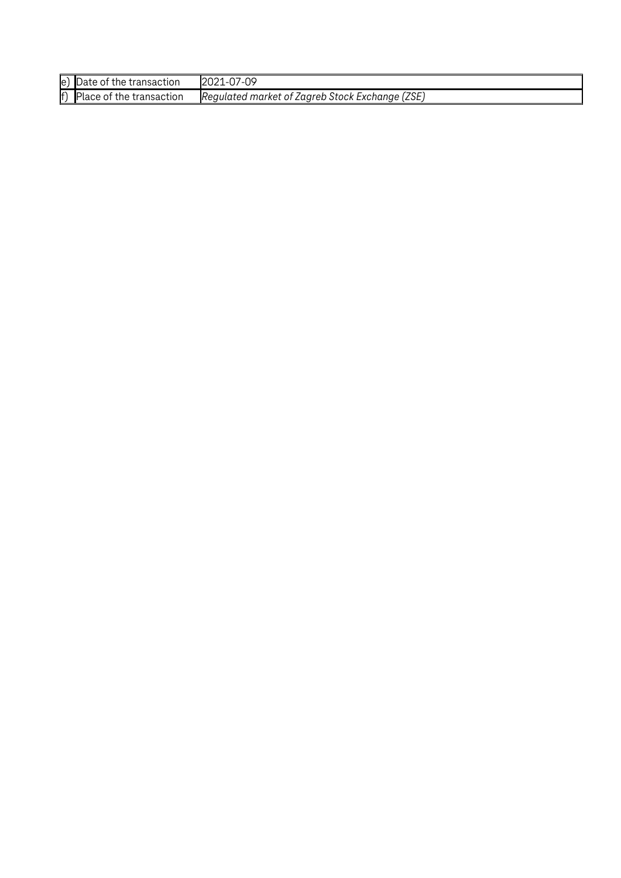| | | |
|---|---|---|
| e) | Date of the transaction | 2021-07-09 |
| f) | Place of the transaction | *Regulated market of Zagreb Stock Exchange (ZSE)* |